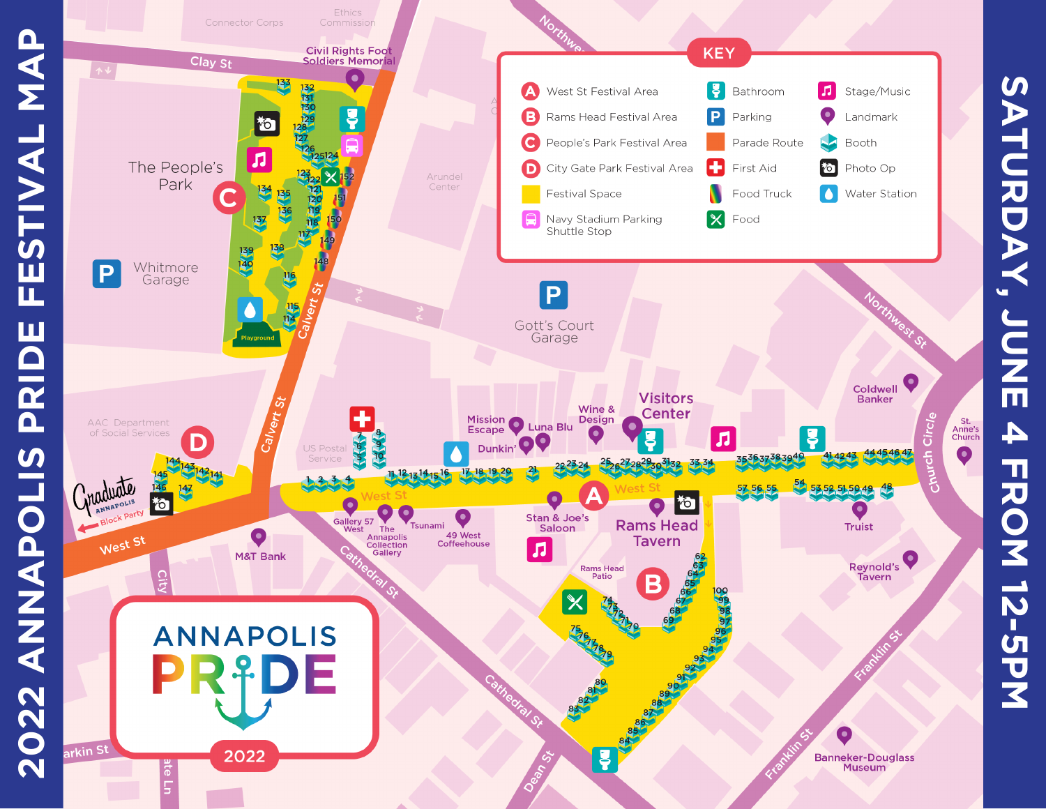# 2022 ANNAPOLIS PRIDE FESTIVAL MAP

## SATURDAY, JUNE 4 FROM 12-5PM

## KEY

- A — West St Festival Area
- B — Rams Head Festival Area
- C — People's Park Festival Area
- D — City Gate Park Festival Area
- Festival Space
- Navy Stadium Parking Shuttle Stop
- Bathroom
- Parking
- Parade Route
- First Aid
- Food Truck
- Food
- Stage/Music
- Landmark
- Booth
- Photo Op
- Water Station

Connector Corps · Ethics Commission · Clay St · Civil Rights Foot Soldiers Memorial · Northwest St · The People's Park · Whitmore Garage · Arundel Center · Calvert St · Playground · Gott's Court Garage · Coldwell Banker · St. Anne's Church · Church Circle · AAC Department of Social Services · US Postal Service · Mission Escape · Luna Blu · Dunkin' · Wine & Design · Visitors Center · West St · Gallery 57 West · The Annapolis Collection Gallery · Tsunami · 49 West Coffeehouse · Stan & Joe's Saloon · Rams Head Tavern · Rams Head Patio · Truist · Reynold's Tavern · Graduate Annapolis Block Party · M&T Bank · Cathedral St · City Gate Ln · Larkin St · Dean St · Franklin St · Banneker-Douglass Museum

ANNAPOLIS PRIDE 2022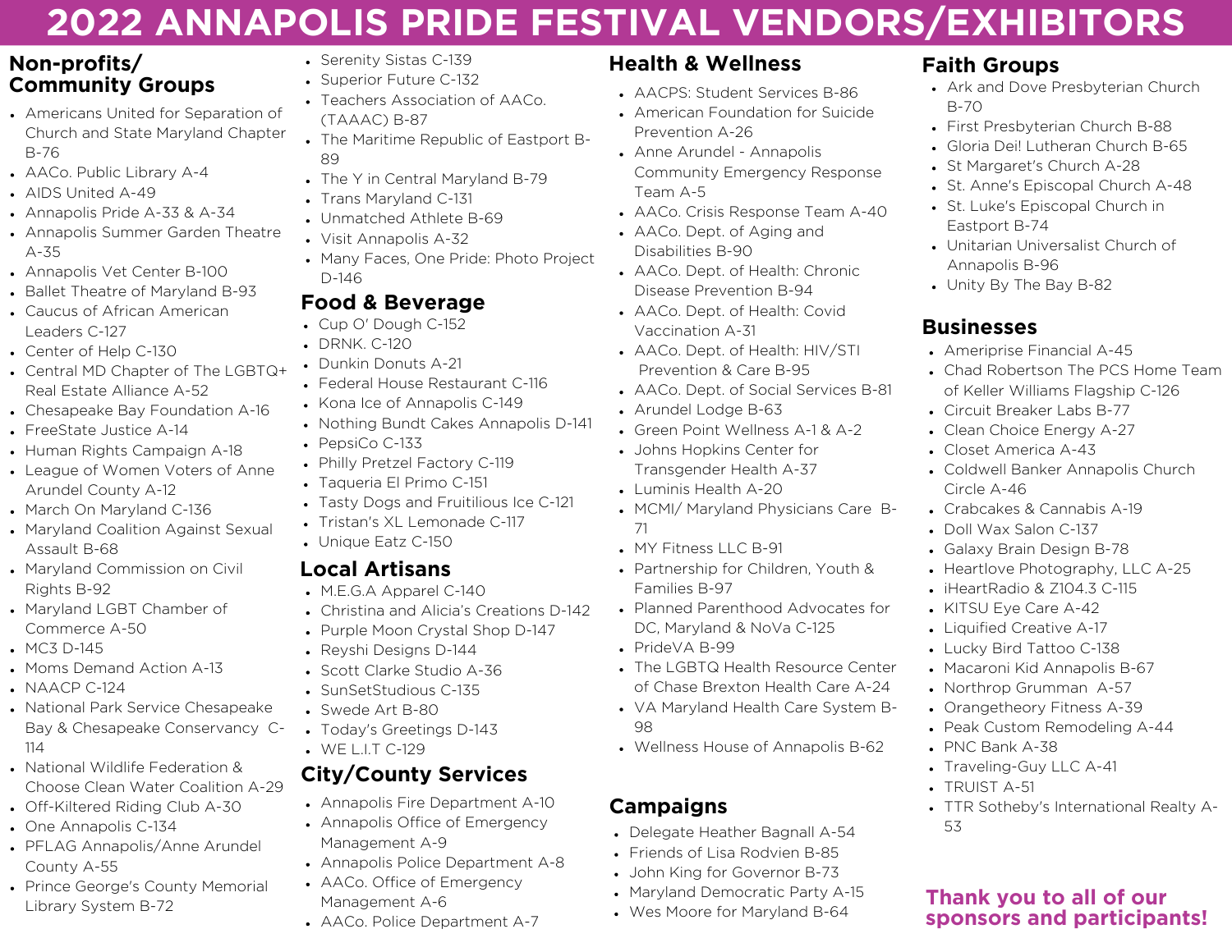# 2022 ANNAPOLIS PRIDE FESTIVAL VENDORS/EXHIBITORS

## Non-profits/ Community Groups

- Americans United for Separation of Church and State Maryland Chapter B-76
- AACo. Public Library A-4
- AIDS United A-49
- Annapolis Pride A-33 & A-34
- Annapolis Summer Garden Theatre A-35
- Annapolis Vet Center B-100
- Ballet Theatre of Maryland B-93
- Caucus of African American Leaders C-127
- Center of Help C-130
- Central MD Chapter of The LGBTQ+ Real Estate Alliance A-52
- Chesapeake Bay Foundation A-16
- FreeState Justice A-14
- Human Rights Campaign A-18
- League of Women Voters of Anne Arundel County A-12
- March On Maryland C-136
- Maryland Coalition Against Sexual Assault B-68
- Maryland Commission on Civil Rights B-92
- Maryland LGBT Chamber of Commerce A-50
- MC3 D-145
- Moms Demand Action A-13
- NAACP C-124
- National Park Service Chesapeake Bay & Chesapeake Conservancy C-114
- National Wildlife Federation & Choose Clean Water Coalition A-29
- Off-Kiltered Riding Club A-30
- One Annapolis C-134
- PFLAG Annapolis/Anne Arundel County A-55
- Prince George's County Memorial Library System B-72
- Serenity Sistas C-139
- Superior Future C-132
- Teachers Association of AACo. (TAAAC) B-87
- The Maritime Republic of Eastport B-89
- The Y in Central Maryland B-79
- Trans Maryland C-131
- Unmatched Athlete B-69
- Visit Annapolis A-32
- Many Faces, One Pride: Photo Project D-146

## Food & Beverage

- Cup O' Dough C-152
- DRNK. C-120
- Dunkin Donuts A-21
- Federal House Restaurant C-116
- Kona Ice of Annapolis C-149
- Nothing Bundt Cakes Annapolis D-141
- PepsiCo C-133
- Philly Pretzel Factory C-119
- Taqueria El Primo C-151
- Tasty Dogs and Fruitilious Ice C-121
- Tristan's XL Lemonade C-117
- Unique Eatz C-150

## Local Artisans

- M.E.G.A Apparel C-140
- Christina and Alicia's Creations D-142
- Purple Moon Crystal Shop D-147
- Reyshi Designs D-144
- Scott Clarke Studio A-36
- SunSetStudious C-135
- Swede Art B-80
- Today's Greetings D-143
- WE L.I.T C-129

## City/County Services

- Annapolis Fire Department A-10
- Annapolis Office of Emergency Management A-9
- Annapolis Police Department A-8
- AACo. Office of Emergency Management A-6
- AACo. Police Department A-7

## Health & Wellness

- AACPS: Student Services B-86
- American Foundation for Suicide Prevention A-26
- Anne Arundel - Annapolis Community Emergency Response Team A-5
- AACo. Crisis Response Team A-40
- AACo. Dept. of Aging and Disabilities B-90
- AACo. Dept. of Health: Chronic Disease Prevention B-94
- AACo. Dept. of Health: Covid Vaccination A-31
- AACo. Dept. of Health: HIV/STI Prevention & Care B-95
- AACo. Dept. of Social Services B-81
- Arundel Lodge B-63
- Green Point Wellness A-1 & A-2
- Johns Hopkins Center for Transgender Health A-37
- Luminis Health A-20
- MCMI/ Maryland Physicians Care B-71
- MY Fitness LLC B-91
- Partnership for Children, Youth & Families B-97
- Planned Parenthood Advocates for DC, Maryland & NoVa C-125
- PrideVA B-99
- The LGBTQ Health Resource Center of Chase Brexton Health Care A-24
- VA Maryland Health Care System B-98
- Wellness House of Annapolis B-62

## Campaigns

- Delegate Heather Bagnall A-54
- Friends of Lisa Rodvien B-85
- John King for Governor B-73
- Maryland Democratic Party A-15
- Wes Moore for Maryland B-64

## Faith Groups

- Ark and Dove Presbyterian Church B-70
- First Presbyterian Church B-88
- Gloria Dei! Lutheran Church B-65
- St Margaret's Church A-28
- St. Anne's Episcopal Church A-48
- St. Luke's Episcopal Church in Eastport B-74
- Unitarian Universalist Church of Annapolis B-96
- Unity By The Bay B-82

## Businesses

- Ameriprise Financial A-45
- Chad Robertson The PCS Home Team of Keller Williams Flagship C-126
- Circuit Breaker Labs B-77
- Clean Choice Energy A-27
- Closet America A-43
- Coldwell Banker Annapolis Church Circle A-46
- Crabcakes & Cannabis A-19
- Doll Wax Salon C-137
- Galaxy Brain Design B-78
- Heartlove Photography, LLC A-25
- iHeartRadio & Z104.3 C-115
- KITSU Eye Care A-42
- Liquified Creative A-17
- Lucky Bird Tattoo C-138
- Macaroni Kid Annapolis B-67
- Northrop Grumman A-57
- Orangetheory Fitness A-39
- Peak Custom Remodeling A-44
- PNC Bank A-38
- Traveling-Guy LLC A-41
- TRUIST A-51
- TTR Sotheby's International Realty A-53

**Thank you to all of our sponsors and participants!**